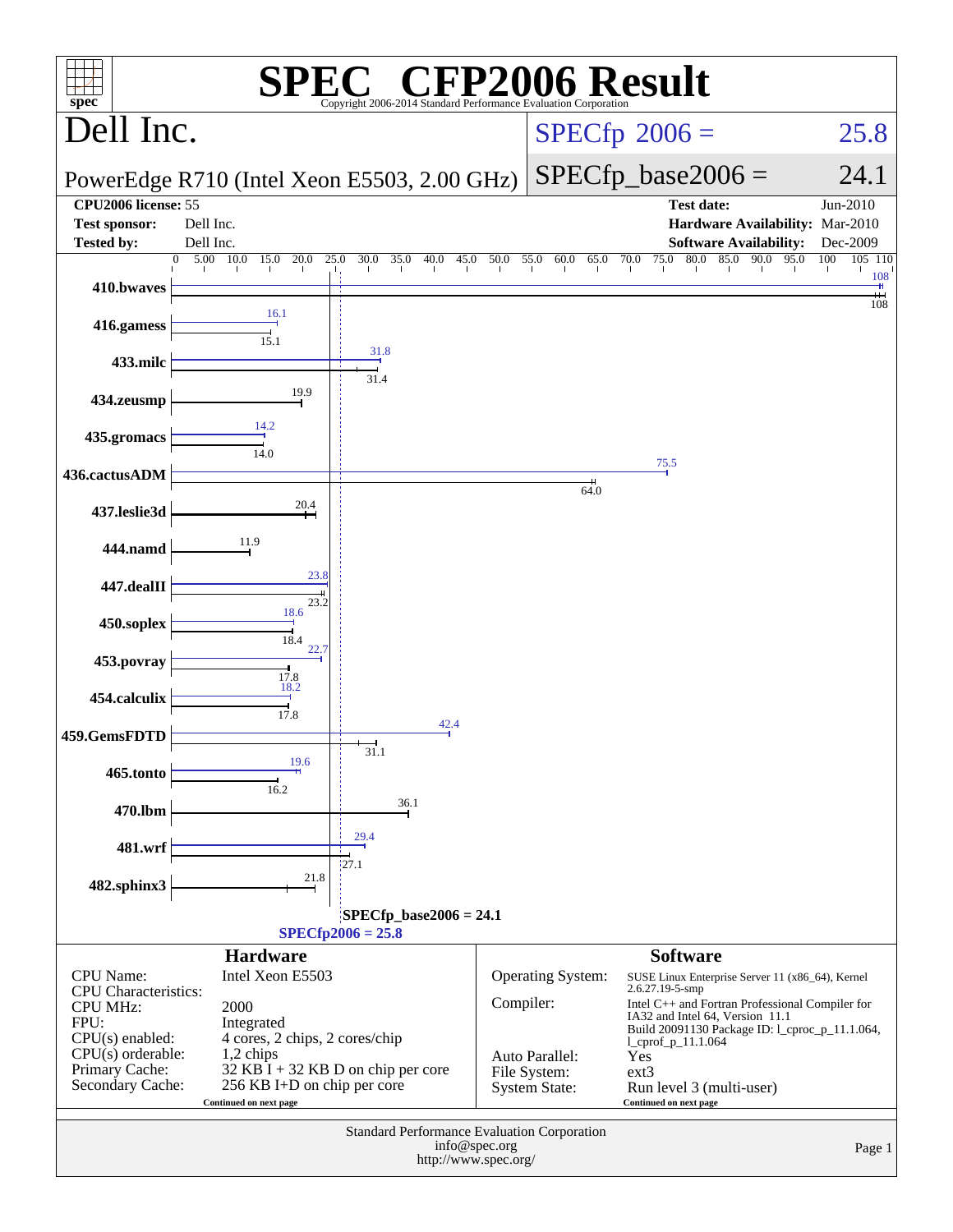# SPEC® CFP2006 Result

Copyright 2006-2014 Standard Performance Evaluation Corporation

## Dell Inc.

PowerEdge R710 (Intel Xeon E5503, 2.00 GHz)

SPECfp 2006 = 25.8

SPECfp_base2006 = 24.1

| | | | |
|---|---|---|---|
| **CPU2006 license:** 55 | | **Test date:** | Jun-2010 |
| **Test sponsor:** | Dell Inc. | **Hardware Availability:** | Mar-2010 |
| **Tested by:** | Dell Inc. | **Software Availability:** | Dec-2009 |

| Benchmark | Peak | Base |
|---|---|---|
| 410.bwaves | 108 | 108 |
| 416.gamess | 16.1 | 15.1 |
| 433.milc | 31.8 | 31.4 |
| 434.zeusmp | | 19.9 |
| 435.gromacs | 14.2 | 14.0 |
| 436.cactusADM | 75.5 | 64.0 |
| 437.leslie3d | | 20.4 |
| 444.namd | | 11.9 |
| 447.dealII | 23.8 | 23.2 |
| 450.soplex | 18.6 | 18.4 |
| 453.povray | 22.7 | 17.8 |
| 454.calculix | 18.2 | 17.8 |
| 459.GemsFDTD | 42.4 | 31.1 |
| 465.tonto | 19.6 | 16.2 |
| 470.lbm | | 36.1 |
| 481.wrf | 29.4 | 27.1 |
| 482.sphinx3 | | 21.8 |

SPECfp_base2006 = 24.1

SPECfp2006 = 25.8

### Hardware

| | |
|---|---|
| CPU Name: | Intel Xeon E5503 |
| CPU Characteristics: | |
| CPU MHz: | 2000 |
| FPU: | Integrated |
| CPU(s) enabled: | 4 cores, 2 chips, 2 cores/chip |
| CPU(s) orderable: | 1,2 chips |
| Primary Cache: | 32 KB I + 32 KB D on chip per core |
| Secondary Cache: | 256 KB I+D on chip per core |

Continued on next page

### Software

| | |
|---|---|
| Operating System: | SUSE Linux Enterprise Server 11 (x86_64), Kernel 2.6.27.19-5-smp |
| Compiler: | Intel C++ and Fortran Professional Compiler for IA32 and Intel 64, Version 11.1 Build 20091130 Package ID: l_cproc_p_11.1.064, l_cprof_p_11.1.064 |
| Auto Parallel: | Yes |
| File System: | ext3 |
| System State: | Run level 3 (multi-user) |

Continued on next page

Standard Performance Evaluation Corporation
info@spec.org
http://www.spec.org/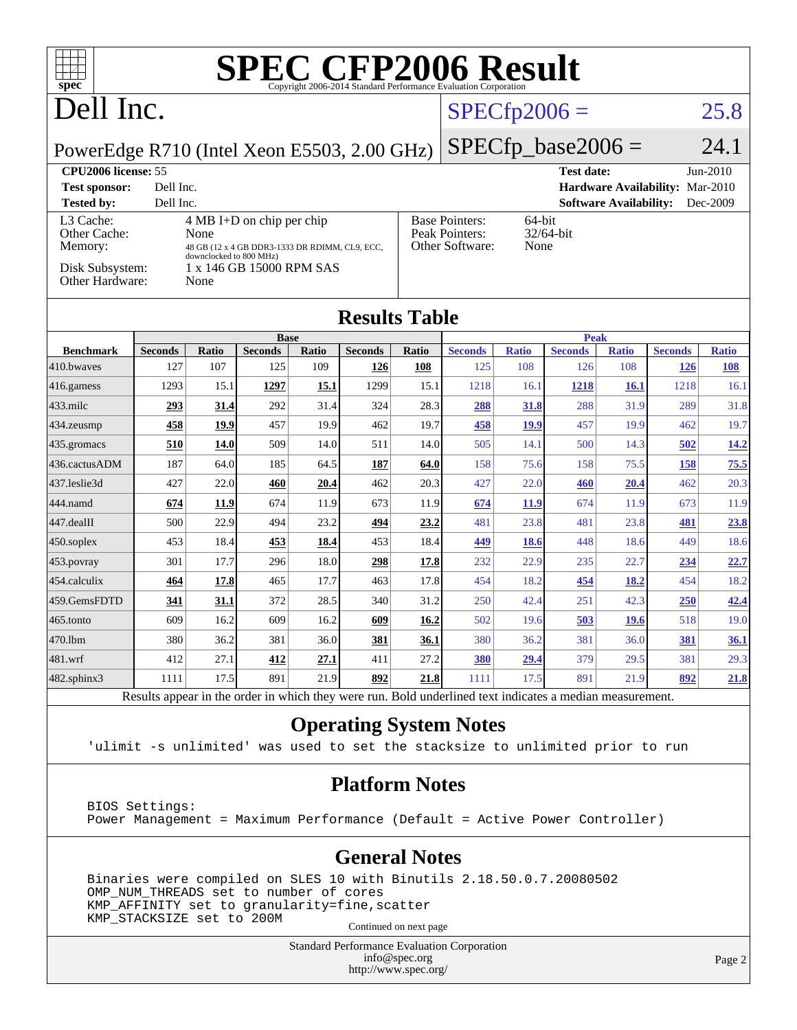# SPEC CFP2006 Result

Copyright 2006-2014 Standard Performance Evaluation Corporation

# Dell Inc.

PowerEdge R710 (Intel Xeon E5503, 2.00 GHz)

SPECfp2006 = 25.8

SPECfp_base2006 = 24.1

| | | | |
|---|---|---|---|
| **CPU2006 license:** 55 | | **Test date:** | Jun-2010 |
| **Test sponsor:** | Dell Inc. | **Hardware Availability:** | Mar-2010 |
| **Tested by:** | Dell Inc. | **Software Availability:** | Dec-2009 |

| | | | |
|---|---|---|---|
| L3 Cache: | 4 MB I+D on chip per chip | Base Pointers: | 64-bit |
| Other Cache: | None | Peak Pointers: | 32/64-bit |
| Memory: | 48 GB (12 x 4 GB DDR3-1333 DR RDIMM, CL9, ECC, downclocked to 800 MHz) | Other Software: | None |
| Disk Subsystem: | 1 x 146 GB 15000 RPM SAS | | |
| Other Hardware: | None | | |

## Results Table

| | Base | | | | | | Peak | | | | | |
|---|---|---|---|---|---|---|---|---|---|---|---|---|
| **Benchmark** | **Seconds** | **Ratio** | **Seconds** | **Ratio** | **Seconds** | **Ratio** | **Seconds** | **Ratio** | **Seconds** | **Ratio** | **Seconds** | **Ratio** |
| 410.bwaves | 127 | 107 | 125 | 109 | **126** | **108** | 125 | 108 | 126 | 108 | **126** | **108** |
| 416.gamess | 1293 | 15.1 | **1297** | **15.1** | 1299 | 15.1 | 1218 | 16.1 | **1218** | **16.1** | 1218 | 16.1 |
| 433.milc | **293** | **31.4** | 292 | 31.4 | 324 | 28.3 | **288** | **31.8** | 288 | 31.9 | 289 | 31.8 |
| 434.zeusmp | **458** | **19.9** | 457 | 19.9 | 462 | 19.7 | **458** | **19.9** | 457 | 19.9 | 462 | 19.7 |
| 435.gromacs | **510** | **14.0** | 509 | 14.0 | 511 | 14.0 | 505 | 14.1 | 500 | 14.3 | **502** | **14.2** |
| 436.cactusADM | 187 | 64.0 | 185 | 64.5 | **187** | **64.0** | 158 | 75.6 | 158 | 75.5 | **158** | **75.5** |
| 437.leslie3d | 427 | 22.0 | **460** | **20.4** | 462 | 20.3 | 427 | 22.0 | **460** | **20.4** | 462 | 20.3 |
| 444.namd | **674** | **11.9** | 674 | 11.9 | 673 | 11.9 | **674** | **11.9** | 674 | 11.9 | 673 | 11.9 |
| 447.dealII | 500 | 22.9 | 494 | 23.2 | **494** | **23.2** | 481 | 23.8 | 481 | 23.8 | **481** | **23.8** |
| 450.soplex | 453 | 18.4 | **453** | **18.4** | 453 | 18.4 | **449** | **18.6** | 448 | 18.6 | 449 | 18.6 |
| 453.povray | 301 | 17.7 | 296 | 18.0 | **298** | **17.8** | 232 | 22.9 | 235 | 22.7 | **234** | **22.7** |
| 454.calculix | **464** | **17.8** | 465 | 17.7 | 463 | 17.8 | 454 | 18.2 | **454** | **18.2** | 454 | 18.2 |
| 459.GemsFDTD | **341** | **31.1** | 372 | 28.5 | 340 | 31.2 | 250 | 42.4 | 251 | 42.3 | **250** | **42.4** |
| 465.tonto | 609 | 16.2 | 609 | 16.2 | **609** | **16.2** | 502 | 19.6 | **503** | **19.6** | 518 | 19.0 |
| 470.lbm | 380 | 36.2 | 381 | 36.0 | **381** | **36.1** | 380 | 36.2 | 381 | 36.0 | **381** | **36.1** |
| 481.wrf | 412 | 27.1 | **412** | **27.1** | 411 | 27.2 | **380** | **29.4** | 379 | 29.5 | 381 | 29.3 |
| 482.sphinx3 | 1111 | 17.5 | 891 | 21.9 | **892** | **21.8** | 1111 | 17.5 | 891 | 21.9 | **892** | **21.8** |

Results appear in the order in which they were run. Bold underlined text indicates a median measurement.

## Operating System Notes

```
'ulimit -s unlimited' was used to set the stacksize to unlimited prior to run
```

## Platform Notes

```
BIOS Settings:
Power Management = Maximum Performance (Default = Active Power Controller)
```

## General Notes

```
Binaries were compiled on SLES 10 with Binutils 2.18.50.0.7.20080502
OMP_NUM_THREADS set to number of cores
KMP_AFFINITY set to granularity=fine,scatter
KMP_STACKSIZE set to 200M
```

Continued on next page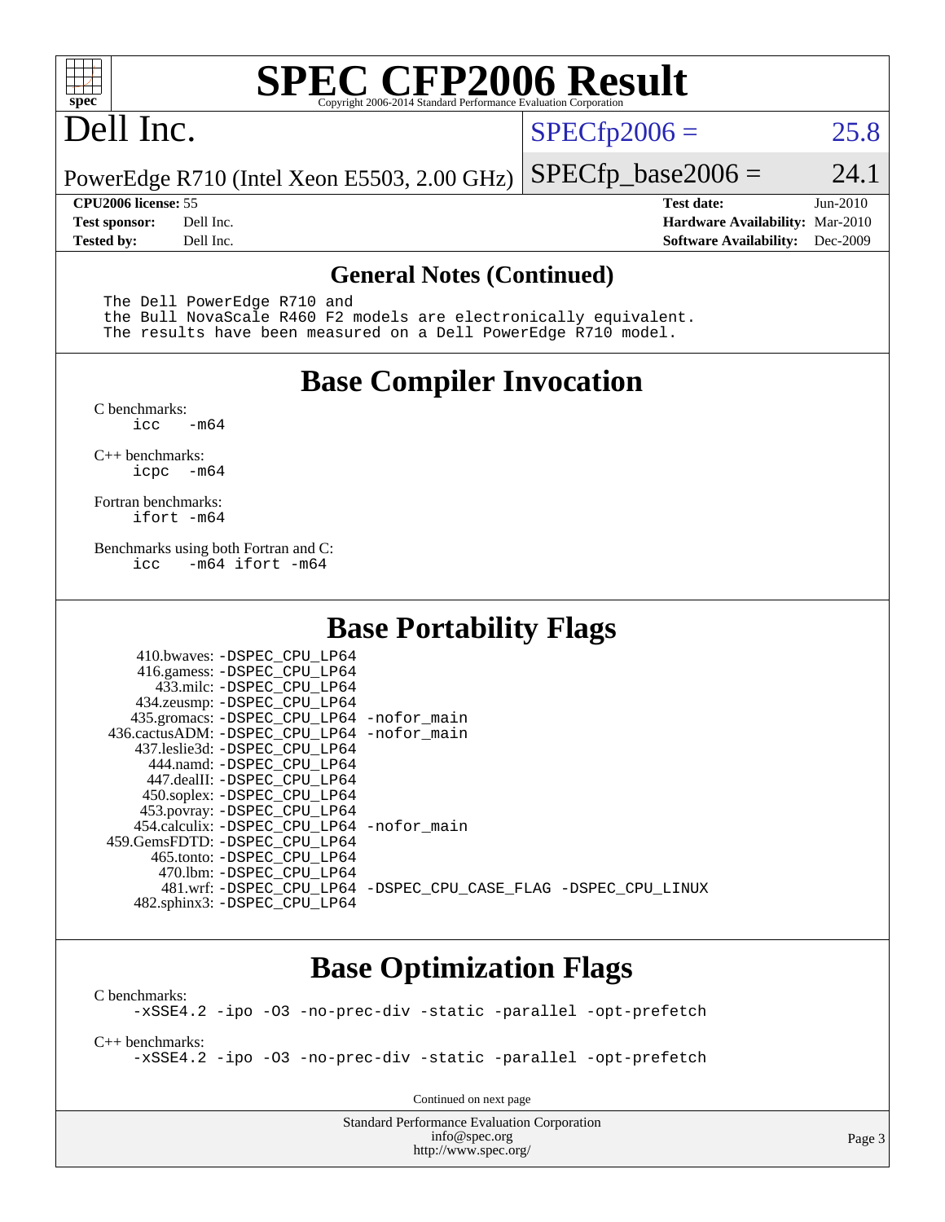# SPEC CFP2006 Result

Copyright 2006-2014 Standard Performance Evaluation Corporation

**Dell Inc.**

PowerEdge R710 (Intel Xeon E5503, 2.00 GHz)

SPECfp2006 = 25.8

SPECfp_base2006 = 24.1

| | | | |
|---|---|---|---|
| **CPU2006 license:** | 55 | **Test date:** | Jun-2010 |
| **Test sponsor:** | Dell Inc. | **Hardware Availability:** | Mar-2010 |
| **Tested by:** | Dell Inc. | **Software Availability:** | Dec-2009 |

## General Notes (Continued)

```
The Dell PowerEdge R710 and
the Bull NovaScale R460 F2 models are electronically equivalent.
The results have been measured on a Dell PowerEdge R710 model.
```

## Base Compiler Invocation

C benchmarks:
```
icc   -m64
```

C++ benchmarks:
```
icpc  -m64
```

Fortran benchmarks:
```
ifort -m64
```

Benchmarks using both Fortran and C:
```
icc   -m64 ifort -m64
```

## Base Portability Flags

```
     410.bwaves: -DSPEC_CPU_LP64
     416.gamess: -DSPEC_CPU_LP64
       433.milc: -DSPEC_CPU_LP64
     434.zeusmp: -DSPEC_CPU_LP64
    435.gromacs: -DSPEC_CPU_LP64 -nofor_main
 436.cactusADM: -DSPEC_CPU_LP64 -nofor_main
    437.leslie3d: -DSPEC_CPU_LP64
      444.namd: -DSPEC_CPU_LP64
     447.dealII: -DSPEC_CPU_LP64
     450.soplex: -DSPEC_CPU_LP64
     453.povray: -DSPEC_CPU_LP64
   454.calculix: -DSPEC_CPU_LP64 -nofor_main
  459.GemsFDTD: -DSPEC_CPU_LP64
      465.tonto: -DSPEC_CPU_LP64
        470.lbm: -DSPEC_CPU_LP64
        481.wrf: -DSPEC_CPU_LP64 -DSPEC_CPU_CASE_FLAG -DSPEC_CPU_LINUX
    482.sphinx3: -DSPEC_CPU_LP64
```

## Base Optimization Flags

C benchmarks:
```
-xSSE4.2 -ipo -O3 -no-prec-div -static -parallel -opt-prefetch
```

C++ benchmarks:
```
-xSSE4.2 -ipo -O3 -no-prec-div -static -parallel -opt-prefetch
```

Continued on next page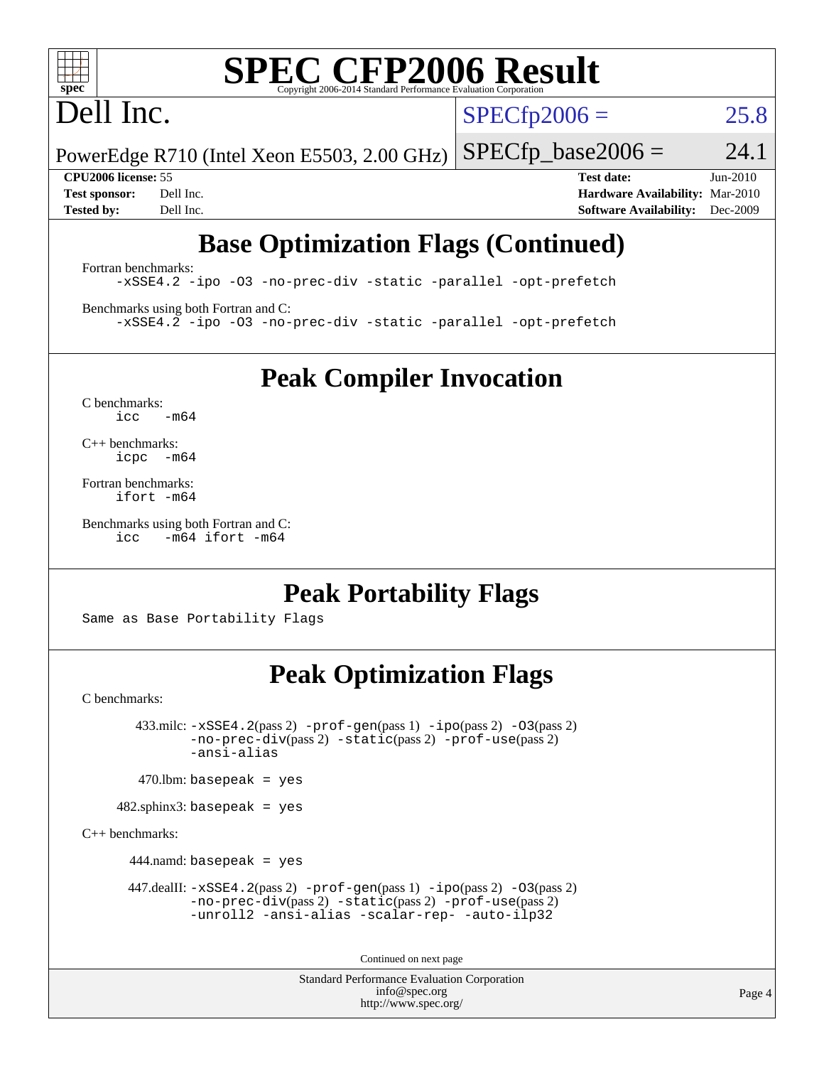# SPEC CFP2006 Result

Copyright 2006-2014 Standard Performance Evaluation Corporation

Dell Inc.

PowerEdge R710 (Intel Xeon E5503, 2.00 GHz)

SPECfp2006 = 25.8

SPECfp_base2006 = 24.1

**CPU2006 license:** 55
**Test sponsor:** Dell Inc.
**Tested by:** Dell Inc.

**Test date:** Jun-2010
**Hardware Availability:** Mar-2010
**Software Availability:** Dec-2009

## Base Optimization Flags (Continued)

Fortran benchmarks:

```
-xSSE4.2 -ipo -O3 -no-prec-div -static -parallel -opt-prefetch
```

Benchmarks using both Fortran and C:

```
-xSSE4.2 -ipo -O3 -no-prec-div -static -parallel -opt-prefetch
```

## Peak Compiler Invocation

C benchmarks:

```
icc -m64
```

C++ benchmarks:

```
icpc -m64
```

Fortran benchmarks:

```
ifort -m64
```

Benchmarks using both Fortran and C:

```
icc -m64 ifort -m64
```

## Peak Portability Flags

Same as Base Portability Flags

## Peak Optimization Flags

C benchmarks:

433.milc: -xSSE4.2(pass 2) -prof-gen(pass 1) -ipo(pass 2) -O3(pass 2) -no-prec-div(pass 2) -static(pass 2) -prof-use(pass 2) -ansi-alias

470.lbm: basepeak = yes

482.sphinx3: basepeak = yes

C++ benchmarks:

444.namd: basepeak = yes

447.dealII: -xSSE4.2(pass 2) -prof-gen(pass 1) -ipo(pass 2) -O3(pass 2) -no-prec-div(pass 2) -static(pass 2) -prof-use(pass 2) -unroll2 -ansi-alias -scalar-rep- -auto-ilp32

Continued on next page

Standard Performance Evaluation Corporation
info@spec.org
http://www.spec.org/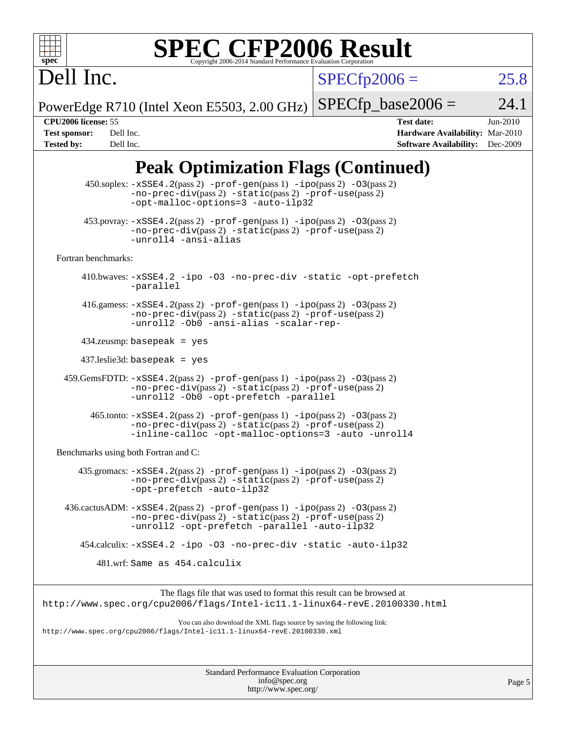# SPEC CFP2006 Result

Copyright 2006-2014 Standard Performance Evaluation Corporation

## Dell Inc.

PowerEdge R710 (Intel Xeon E5503, 2.00 GHz)

SPECfp2006 = 25.8

SPECfp_base2006 = 24.1

| | | | |
|---|---|---|---|
| **CPU2006 license:** | 55 | **Test date:** | Jun-2010 |
| **Test sponsor:** | Dell Inc. | **Hardware Availability:** | Mar-2010 |
| **Tested by:** | Dell Inc. | **Software Availability:** | Dec-2009 |

## Peak Optimization Flags (Continued)

450.soplex: -xSSE4.2(pass 2) -prof-gen(pass 1) -ipo(pass 2) -O3(pass 2) -no-prec-div(pass 2) -static(pass 2) -prof-use(pass 2) -opt-malloc-options=3 -auto-ilp32

453.povray: -xSSE4.2(pass 2) -prof-gen(pass 1) -ipo(pass 2) -O3(pass 2) -no-prec-div(pass 2) -static(pass 2) -prof-use(pass 2) -unroll4 -ansi-alias

Fortran benchmarks:

410.bwaves: -xSSE4.2 -ipo -O3 -no-prec-div -static -opt-prefetch -parallel

416.gamess: -xSSE4.2(pass 2) -prof-gen(pass 1) -ipo(pass 2) -O3(pass 2) -no-prec-div(pass 2) -static(pass 2) -prof-use(pass 2) -unroll2 -Ob0 -ansi-alias -scalar-rep-

434.zeusmp: basepeak = yes

437.leslie3d: basepeak = yes

459.GemsFDTD: -xSSE4.2(pass 2) -prof-gen(pass 1) -ipo(pass 2) -O3(pass 2) -no-prec-div(pass 2) -static(pass 2) -prof-use(pass 2) -unroll2 -Ob0 -opt-prefetch -parallel

465.tonto: -xSSE4.2(pass 2) -prof-gen(pass 1) -ipo(pass 2) -O3(pass 2) -no-prec-div(pass 2) -static(pass 2) -prof-use(pass 2) -inline-calloc -opt-malloc-options=3 -auto -unroll4

Benchmarks using both Fortran and C:

435.gromacs: -xSSE4.2(pass 2) -prof-gen(pass 1) -ipo(pass 2) -O3(pass 2) -no-prec-div(pass 2) -static(pass 2) -prof-use(pass 2) -opt-prefetch -auto-ilp32

436.cactusADM: -xSSE4.2(pass 2) -prof-gen(pass 1) -ipo(pass 2) -O3(pass 2) -no-prec-div(pass 2) -static(pass 2) -prof-use(pass 2) -unroll2 -opt-prefetch -parallel -auto-ilp32

454.calculix: -xSSE4.2 -ipo -O3 -no-prec-div -static -auto-ilp32

481.wrf: Same as 454.calculix

The flags file that was used to format this result can be browsed at
http://www.spec.org/cpu2006/flags/Intel-ic11.1-linux64-revE.20100330.html

You can also download the XML flags source by saving the following link:
http://www.spec.org/cpu2006/flags/Intel-ic11.1-linux64-revE.20100330.xml

Standard Performance Evaluation Corporation
info@spec.org
http://www.spec.org/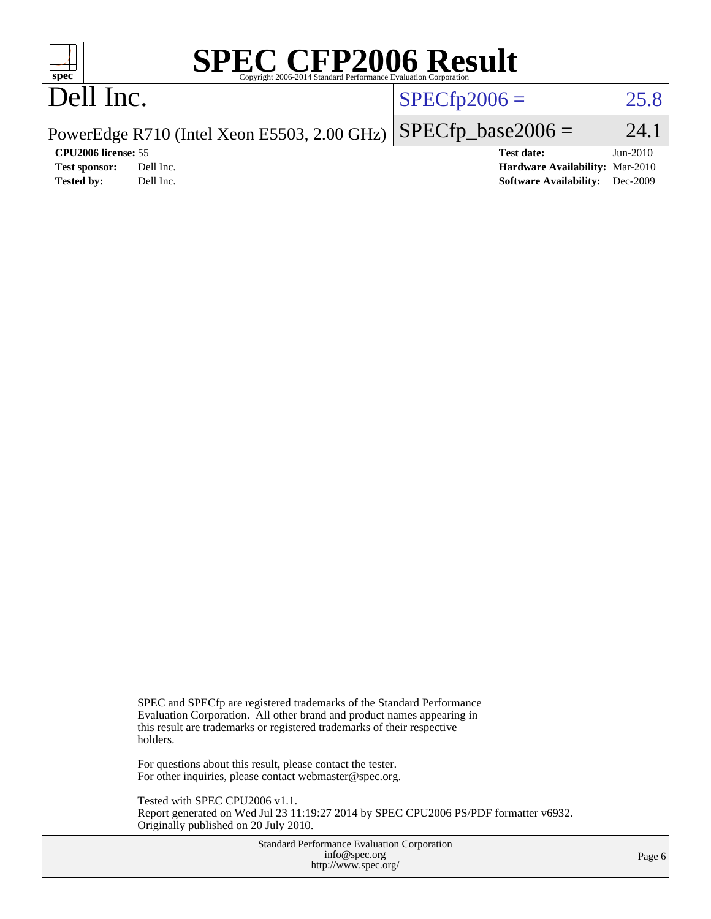SPEC and SPECfp are registered trademarks of the Standard Performance Evaluation Corporation. All other brand and product names appearing in this result are trademarks or registered trademarks of their respective holders.

For questions about this result, please contact the tester.
For other inquiries, please contact webmaster@spec.org.

Tested with SPEC CPU2006 v1.1.
Report generated on Wed Jul 23 11:19:27 2014 by SPEC CPU2006 PS/PDF formatter v6932.
Originally published on 20 July 2010.